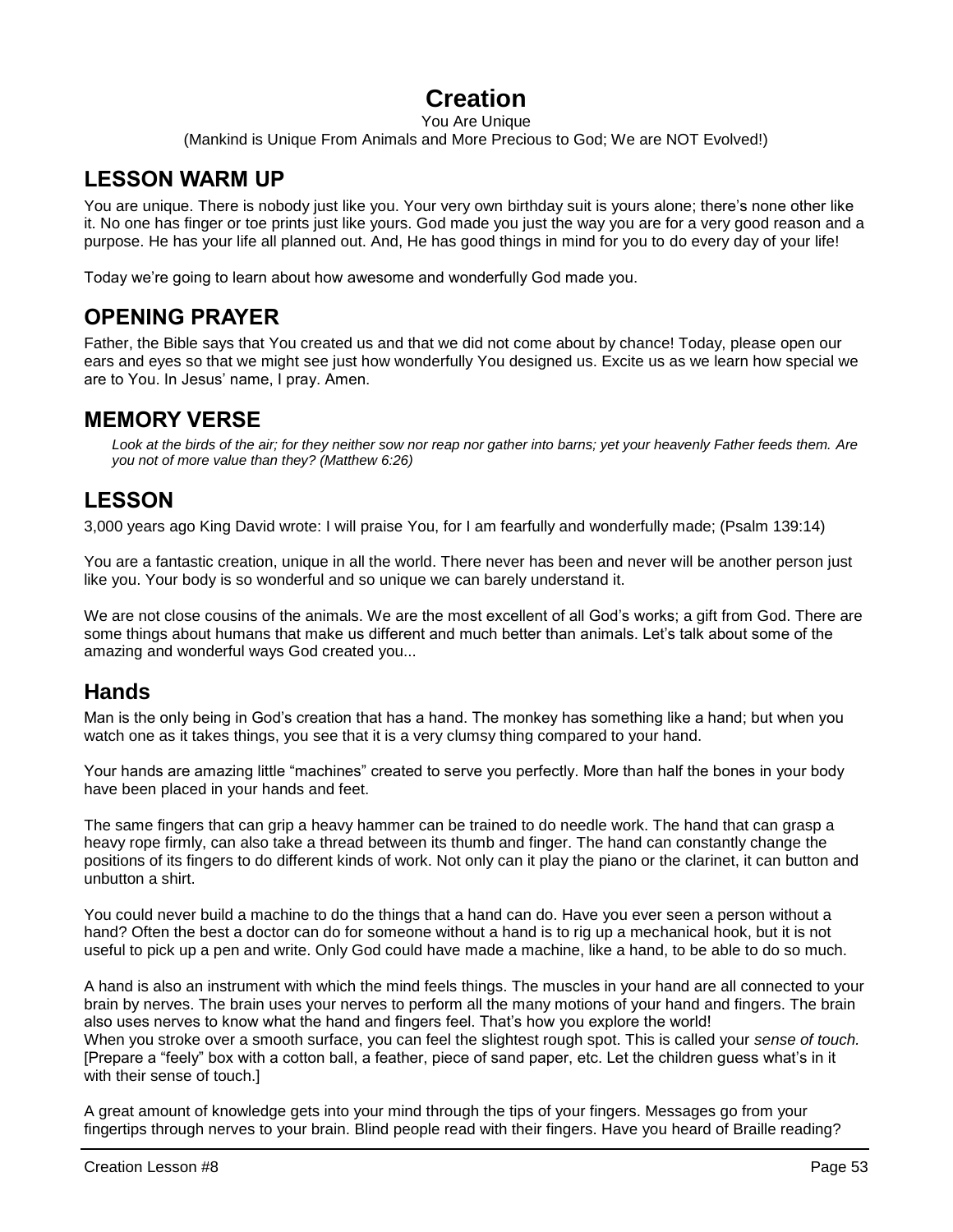# Creation

You Are Unique

(Mankind is Unique From Animals and More Precious to God; We are NOT Evolved!)

## LESSON WARM UP

You are unique. There is nobody just like you. Your very own birthday suit is yours alone; there's none other like it. No one has finger or toe prints just like yours. God made you just the way you are for a very good reason and a purpose. He has your life all planned out. And, He has good things in mind for you to do every day of your life!

Today we're going to learn about how awesome and wonderfully God made you.

## OPENING PRAYER

Father, the Bible says that You created us and that we did not come about by chance! Today, please open our ears and eyes so that we might see just how wonderfully You designed us. Excite us as we learn how special we are to You. In Jesus' name, I pray. Amen.

## MEMORY VERSE

> *Look at the birds of the air; for they neither sow nor reap nor gather into barns; yet your heavenly Father feeds them. Are you not of more value than they? (Matthew 6:26)*

## LESSON

3,000 years ago King David wrote: I will praise You, for I am fearfully and wonderfully made; (Psalm 139:14)

You are a fantastic creation, unique in all the world. There never has been and never will be another person just like you. Your body is so wonderful and so unique we can barely understand it.

We are not close cousins of the animals. We are the most excellent of all God's works; a gift from God. There are some things about humans that make us different and much better than animals. Let's talk about some of the amazing and wonderful ways God created you...

## Hands

Man is the only being in God's creation that has a hand. The monkey has something like a hand; but when you watch one as it takes things, you see that it is a very clumsy thing compared to your hand.

Your hands are amazing little "machines" created to serve you perfectly. More than half the bones in your body have been placed in your hands and feet.

The same fingers that can grip a heavy hammer can be trained to do needle work. The hand that can grasp a heavy rope firmly, can also take a thread between its thumb and finger. The hand can constantly change the positions of its fingers to do different kinds of work. Not only can it play the piano or the clarinet, it can button and unbutton a shirt.

You could never build a machine to do the things that a hand can do. Have you ever seen a person without a hand? Often the best a doctor can do for someone without a hand is to rig up a mechanical hook, but it is not useful to pick up a pen and write. Only God could have made a machine, like a hand, to be able to do so much.

A hand is also an instrument with which the mind feels things. The muscles in your hand are all connected to your brain by nerves. The brain uses your nerves to perform all the many motions of your hand and fingers. The brain also uses nerves to know what the hand and fingers feel. That's how you explore the world!
When you stroke over a smooth surface, you can feel the slightest rough spot. This is called your *sense of touch.* [Prepare a "feely" box with a cotton ball, a feather, piece of sand paper, etc. Let the children guess what's in it with their sense of touch.]

A great amount of knowledge gets into your mind through the tips of your fingers. Messages go from your fingertips through nerves to your brain. Blind people read with their fingers. Have you heard of Braille reading?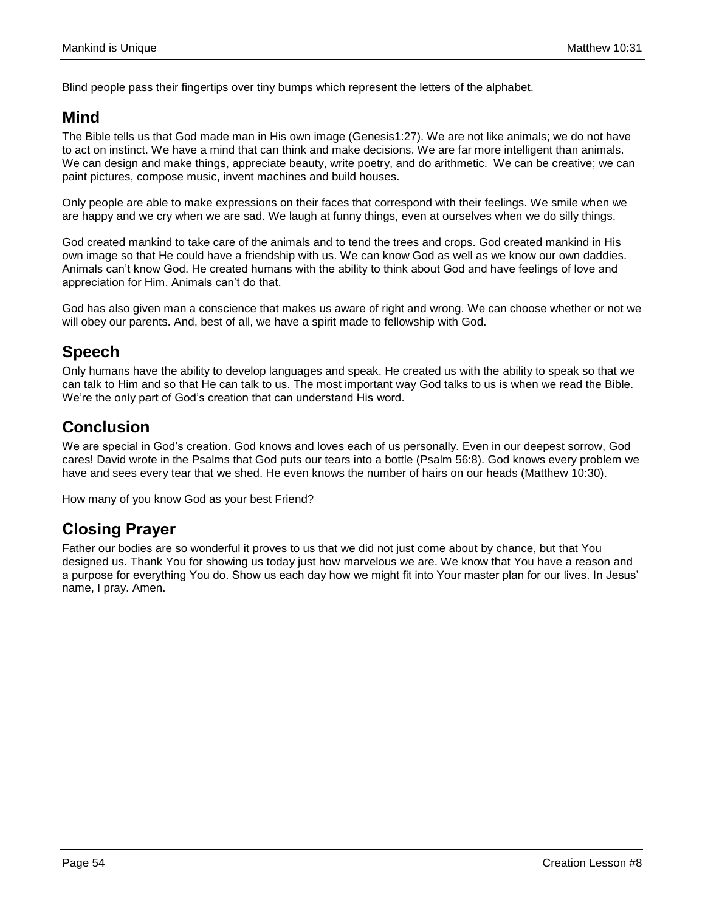Blind people pass their fingertips over tiny bumps which represent the letters of the alphabet.

## Mind

The Bible tells us that God made man in His own image (Genesis1:27). We are not like animals; we do not have to act on instinct. We have a mind that can think and make decisions. We are far more intelligent than animals. We can design and make things, appreciate beauty, write poetry, and do arithmetic. We can be creative; we can paint pictures, compose music, invent machines and build houses.

Only people are able to make expressions on their faces that correspond with their feelings. We smile when we are happy and we cry when we are sad. We laugh at funny things, even at ourselves when we do silly things.

God created mankind to take care of the animals and to tend the trees and crops. God created mankind in His own image so that He could have a friendship with us. We can know God as well as we know our own daddies. Animals can't know God. He created humans with the ability to think about God and have feelings of love and appreciation for Him. Animals can't do that.

God has also given man a conscience that makes us aware of right and wrong. We can choose whether or not we will obey our parents. And, best of all, we have a spirit made to fellowship with God.

## Speech

Only humans have the ability to develop languages and speak. He created us with the ability to speak so that we can talk to Him and so that He can talk to us. The most important way God talks to us is when we read the Bible. We're the only part of God's creation that can understand His word.

## Conclusion

We are special in God's creation. God knows and loves each of us personally. Even in our deepest sorrow, God cares! David wrote in the Psalms that God puts our tears into a bottle (Psalm 56:8). God knows every problem we have and sees every tear that we shed. He even knows the number of hairs on our heads (Matthew 10:30).

How many of you know God as your best Friend?

## Closing Prayer

Father our bodies are so wonderful it proves to us that we did not just come about by chance, but that You designed us. Thank You for showing us today just how marvelous we are. We know that You have a reason and a purpose for everything You do. Show us each day how we might fit into Your master plan for our lives. In Jesus' name, I pray. Amen.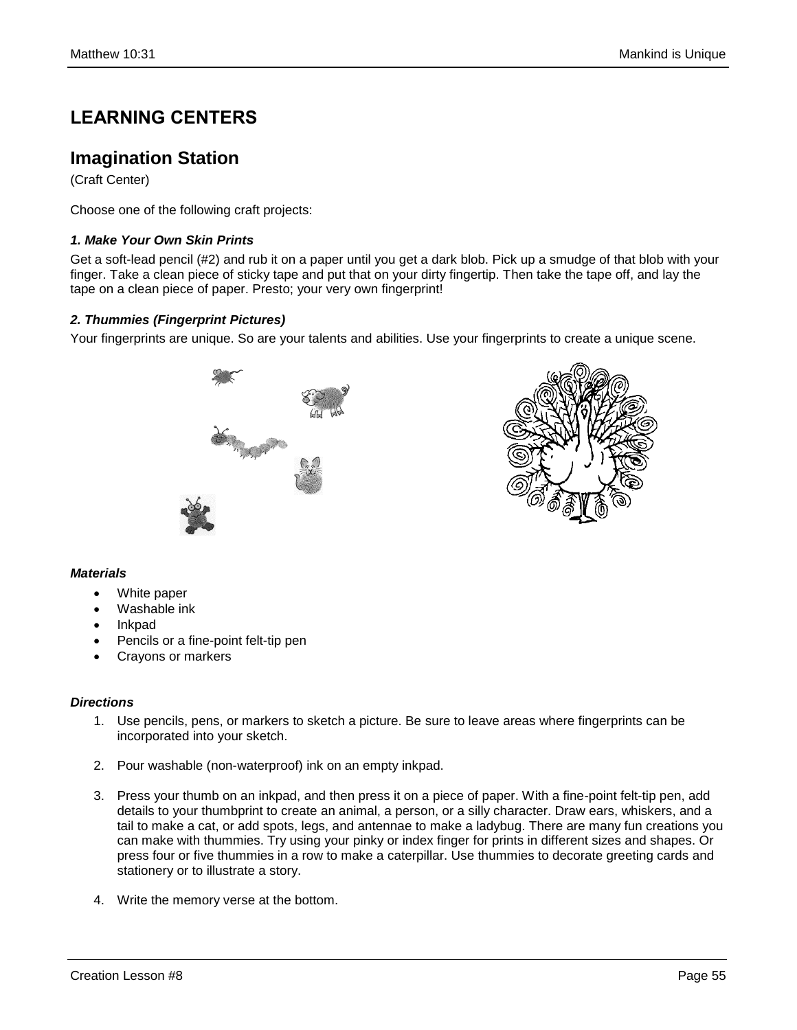## LEARNING CENTERS

## Imagination Station

(Craft Center)

Choose one of the following craft projects:

#### *1. Make Your Own Skin Prints*

Get a soft-lead pencil (#2) and rub it on a paper until you get a dark blob. Pick up a smudge of that blob with your finger. Take a clean piece of sticky tape and put that on your dirty fingertip. Then take the tape off, and lay the tape on a clean piece of paper. Presto; your very own fingerprint!

#### *2. Thummies (Fingerprint Pictures)*

Your fingerprints are unique. So are your talents and abilities. Use your fingerprints to create a unique scene.

#### *Materials*

- White paper
- Washable ink
- Inkpad
- Pencils or a fine-point felt-tip pen
- Crayons or markers

#### *Directions*

1. Use pencils, pens, or markers to sketch a picture. Be sure to leave areas where fingerprints can be incorporated into your sketch.
2. Pour washable (non-waterproof) ink on an empty inkpad.
3. Press your thumb on an inkpad, and then press it on a piece of paper. With a fine-point felt-tip pen, add details to your thumbprint to create an animal, a person, or a silly character. Draw ears, whiskers, and a tail to make a cat, or add spots, legs, and antennae to make a ladybug. There are many fun creations you can make with thummies. Try using your pinky or index finger for prints in different sizes and shapes. Or press four or five thummies in a row to make a caterpillar. Use thummies to decorate greeting cards and stationery or to illustrate a story.
4. Write the memory verse at the bottom.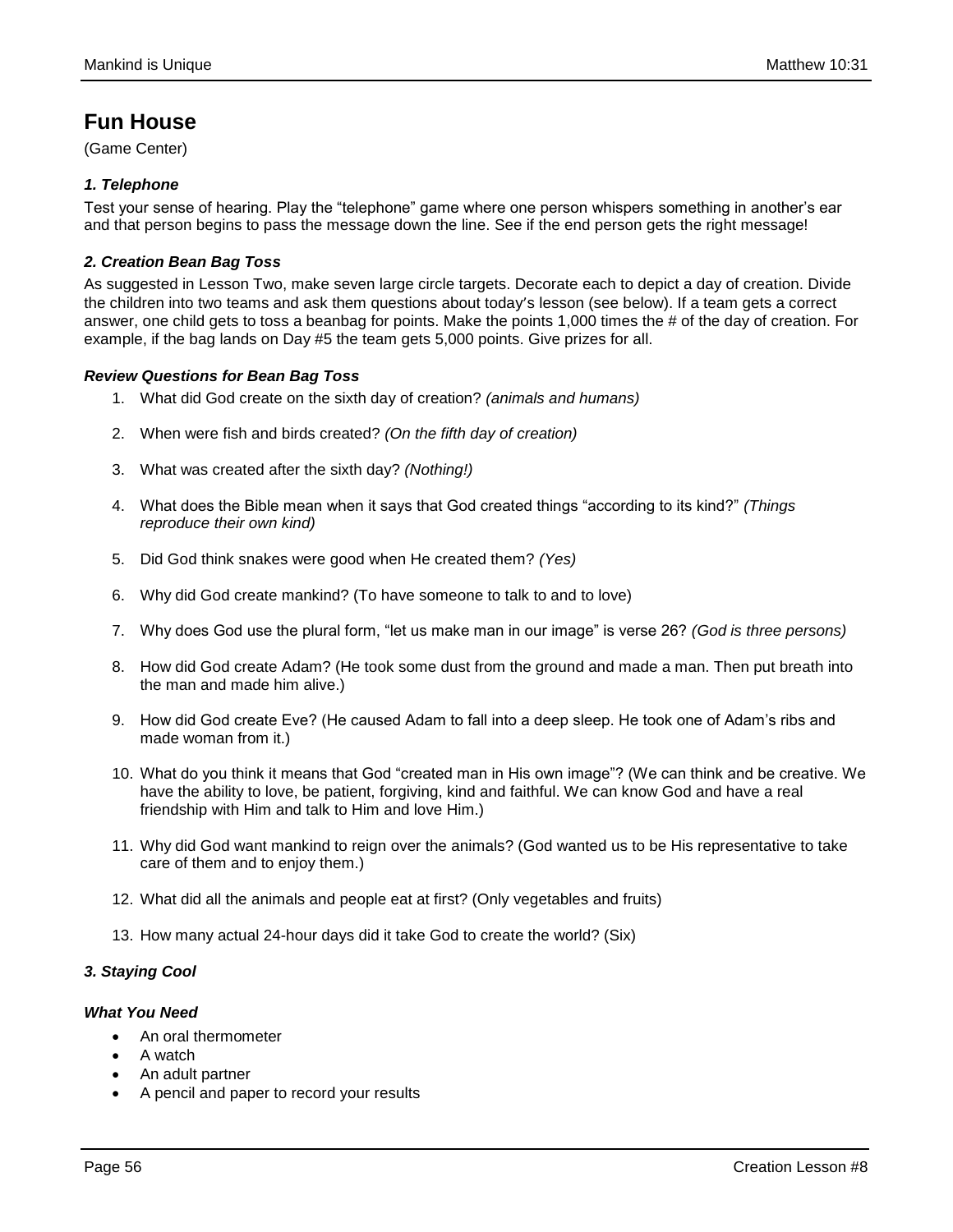## Fun House

(Game Center)

### *1. Telephone*

Test your sense of hearing. Play the "telephone" game where one person whispers something in another's ear and that person begins to pass the message down the line. See if the end person gets the right message!

### *2. Creation Bean Bag Toss*

As suggested in Lesson Two, make seven large circle targets. Decorate each to depict a day of creation. Divide the children into two teams and ask them questions about today's lesson (see below). If a team gets a correct answer, one child gets to toss a beanbag for points. Make the points 1,000 times the # of the day of creation. For example, if the bag lands on Day #5 the team gets 5,000 points. Give prizes for all.

### *Review Questions for Bean Bag Toss*

1. What did God create on the sixth day of creation? *(animals and humans)*
2. When were fish and birds created? *(On the fifth day of creation)*
3. What was created after the sixth day? *(Nothing!)*
4. What does the Bible mean when it says that God created things "according to its kind?" *(Things reproduce their own kind)*
5. Did God think snakes were good when He created them? *(Yes)*
6. Why did God create mankind? (To have someone to talk to and to love)
7. Why does God use the plural form, "let us make man in our image" is verse 26? *(God is three persons)*
8. How did God create Adam? (He took some dust from the ground and made a man. Then put breath into the man and made him alive.)
9. How did God create Eve? (He caused Adam to fall into a deep sleep. He took one of Adam's ribs and made woman from it.)
10. What do you think it means that God "created man in His own image"? (We can think and be creative. We have the ability to love, be patient, forgiving, kind and faithful. We can know God and have a real friendship with Him and talk to Him and love Him.)
11. Why did God want mankind to reign over the animals? (God wanted us to be His representative to take care of them and to enjoy them.)
12. What did all the animals and people eat at first? (Only vegetables and fruits)
13. How many actual 24-hour days did it take God to create the world? (Six)

### *3. Staying Cool*

#### *What You Need*

- An oral thermometer
- A watch
- An adult partner
- A pencil and paper to record your results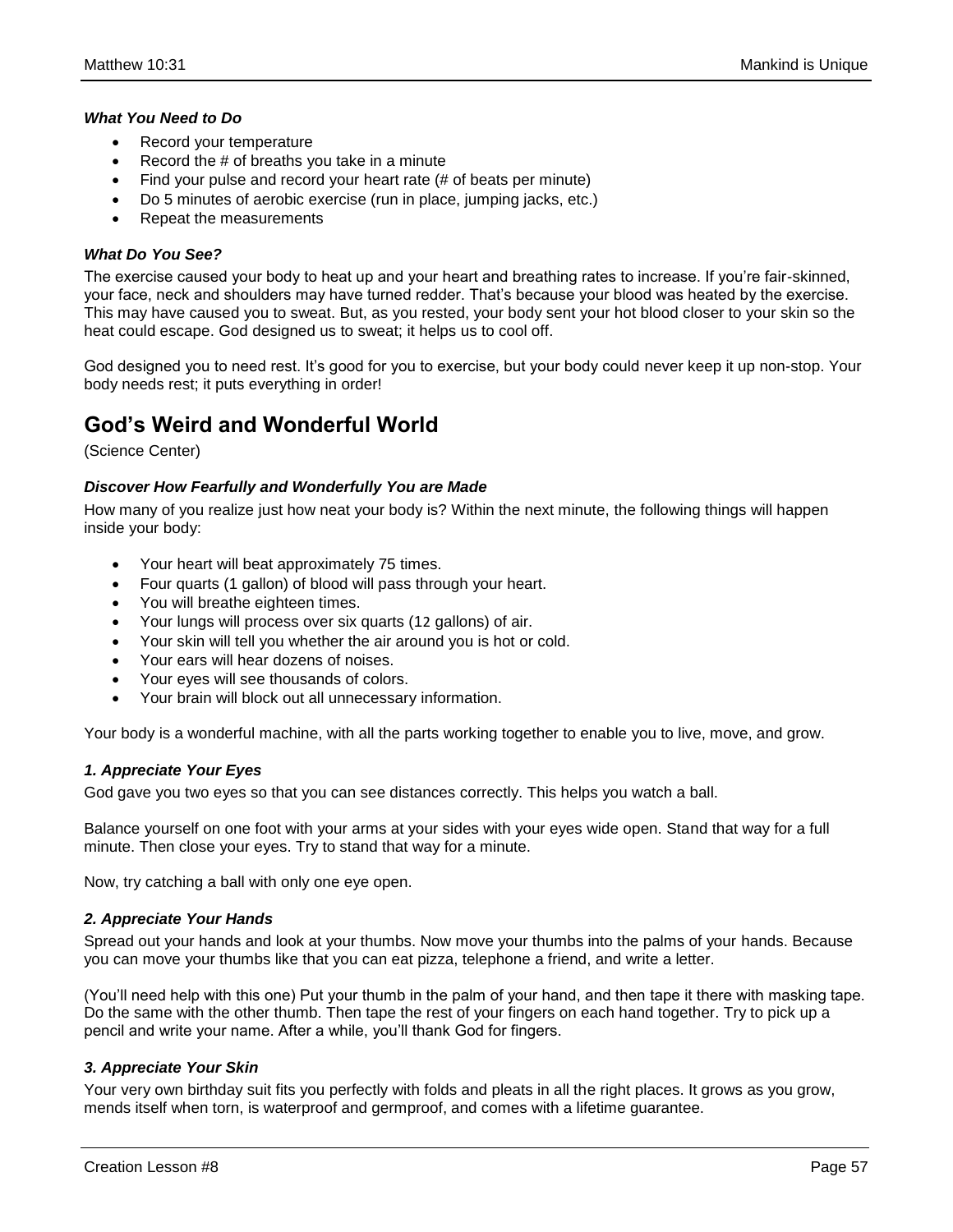***What You Need to Do***

- Record your temperature
- Record the # of breaths you take in a minute
- Find your pulse and record your heart rate (# of beats per minute)
- Do 5 minutes of aerobic exercise (run in place, jumping jacks, etc.)
- Repeat the measurements

***What Do You See?***

The exercise caused your body to heat up and your heart and breathing rates to increase. If you're fair-skinned, your face, neck and shoulders may have turned redder. That's because your blood was heated by the exercise. This may have caused you to sweat. But, as you rested, your body sent your hot blood closer to your skin so the heat could escape. God designed us to sweat; it helps us to cool off.

God designed you to need rest. It's good for you to exercise, but your body could never keep it up non-stop. Your body needs rest; it puts everything in order!

## God's Weird and Wonderful World

(Science Center)

***Discover How Fearfully and Wonderfully You are Made***

How many of you realize just how neat your body is? Within the next minute, the following things will happen inside your body:

- Your heart will beat approximately 75 times.
- Four quarts (1 gallon) of blood will pass through your heart.
- You will breathe eighteen times.
- Your lungs will process over six quarts (12 gallons) of air.
- Your skin will tell you whether the air around you is hot or cold.
- Your ears will hear dozens of noises.
- Your eyes will see thousands of colors.
- Your brain will block out all unnecessary information.

Your body is a wonderful machine, with all the parts working together to enable you to live, move, and grow.

***1. Appreciate Your Eyes***

God gave you two eyes so that you can see distances correctly. This helps you watch a ball.

Balance yourself on one foot with your arms at your sides with your eyes wide open. Stand that way for a full minute. Then close your eyes. Try to stand that way for a minute.

Now, try catching a ball with only one eye open.

***2. Appreciate Your Hands***

Spread out your hands and look at your thumbs. Now move your thumbs into the palms of your hands. Because you can move your thumbs like that you can eat pizza, telephone a friend, and write a letter.

(You'll need help with this one) Put your thumb in the palm of your hand, and then tape it there with masking tape. Do the same with the other thumb. Then tape the rest of your fingers on each hand together. Try to pick up a pencil and write your name. After a while, you'll thank God for fingers.

***3. Appreciate Your Skin***

Your very own birthday suit fits you perfectly with folds and pleats in all the right places. It grows as you grow, mends itself when torn, is waterproof and germproof, and comes with a lifetime guarantee.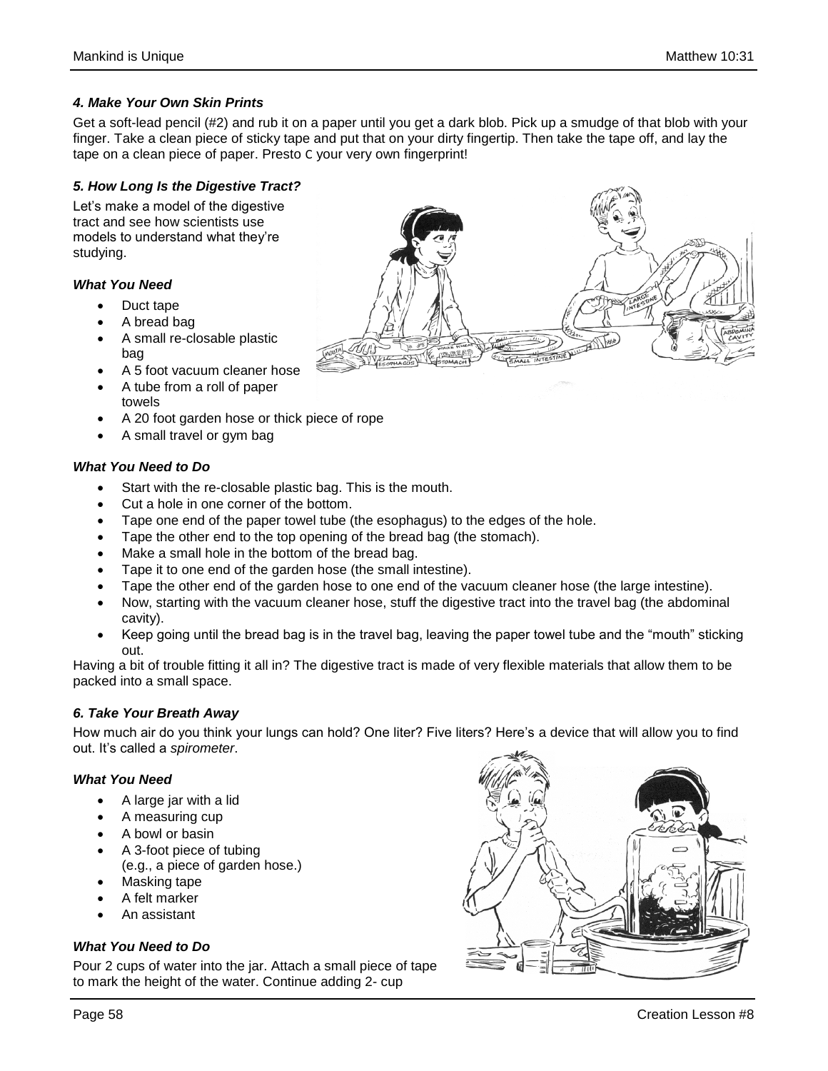#### *4. Make Your Own Skin Prints*

Get a soft-lead pencil (#2) and rub it on a paper until you get a dark blob. Pick up a smudge of that blob with your finger. Take a clean piece of sticky tape and put that on your dirty fingertip. Then take the tape off, and lay the tape on a clean piece of paper. Presto C your very own fingerprint!

#### *5. How Long Is the Digestive Tract?*

Let's make a model of the digestive tract and see how scientists use models to understand what they're studying.

##### *What You Need*

- Duct tape
- A bread bag
- A small re-closable plastic bag
- A 5 foot vacuum cleaner hose
- A tube from a roll of paper towels
- A 20 foot garden hose or thick piece of rope
- A small travel or gym bag

##### *What You Need to Do*

- Start with the re-closable plastic bag. This is the mouth.
- Cut a hole in one corner of the bottom.
- Tape one end of the paper towel tube (the esophagus) to the edges of the hole.
- Tape the other end to the top opening of the bread bag (the stomach).
- Make a small hole in the bottom of the bread bag.
- Tape it to one end of the garden hose (the small intestine).
- Tape the other end of the garden hose to one end of the vacuum cleaner hose (the large intestine).
- Now, starting with the vacuum cleaner hose, stuff the digestive tract into the travel bag (the abdominal cavity).
- Keep going until the bread bag is in the travel bag, leaving the paper towel tube and the "mouth" sticking out.

Having a bit of trouble fitting it all in? The digestive tract is made of very flexible materials that allow them to be packed into a small space.

#### *6. Take Your Breath Away*

How much air do you think your lungs can hold? One liter? Five liters? Here's a device that will allow you to find out. It's called a *spirometer*.

##### *What You Need*

- A large jar with a lid
- A measuring cup
- A bowl or basin
- A 3-foot piece of tubing (e.g., a piece of garden hose.)
- Masking tape
- A felt marker
- An assistant

##### *What You Need to Do*

Pour 2 cups of water into the jar. Attach a small piece of tape to mark the height of the water. Continue adding 2- cup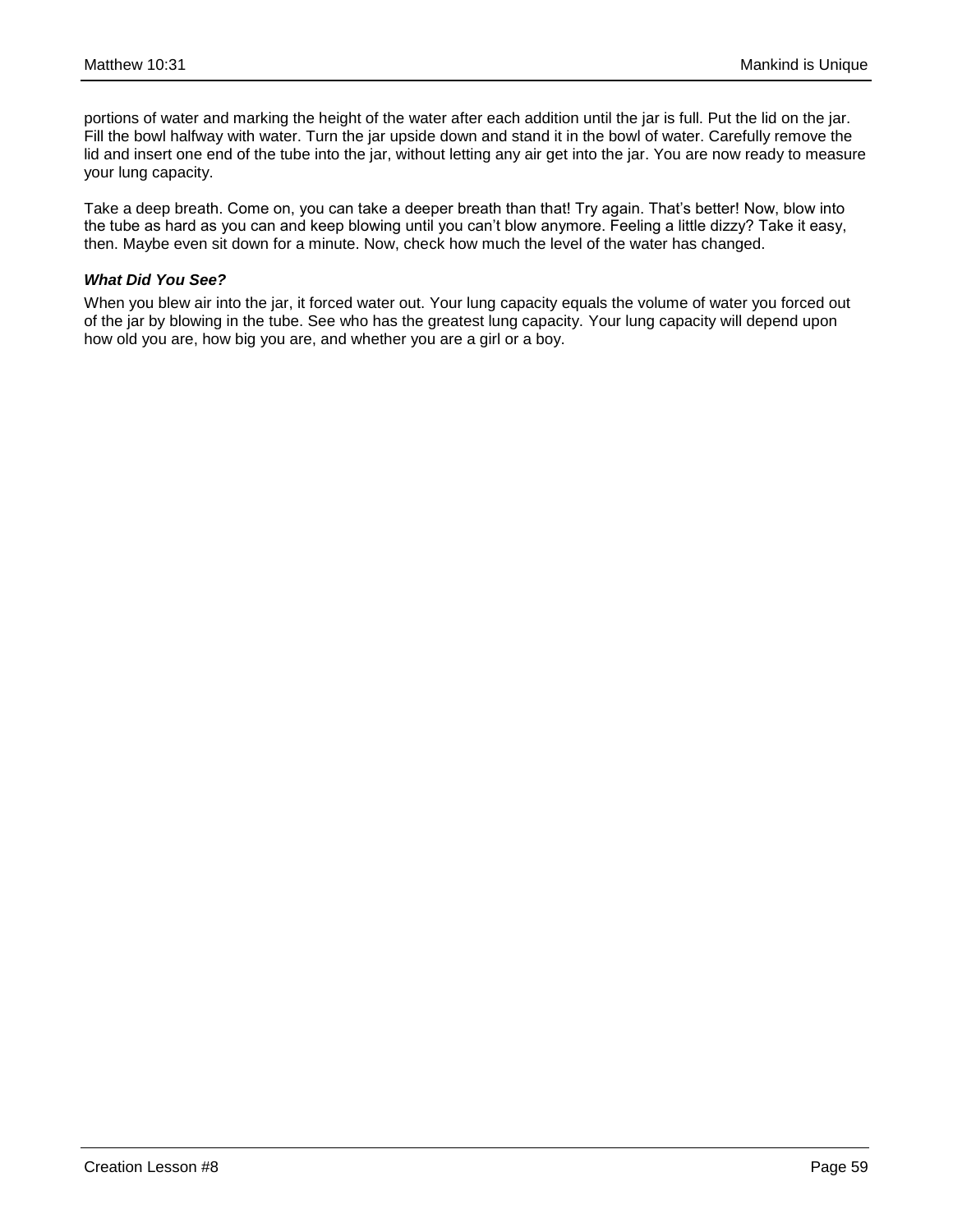portions of water and marking the height of the water after each addition until the jar is full. Put the lid on the jar. Fill the bowl halfway with water. Turn the jar upside down and stand it in the bowl of water. Carefully remove the lid and insert one end of the tube into the jar, without letting any air get into the jar. You are now ready to measure your lung capacity.

Take a deep breath. Come on, you can take a deeper breath than that! Try again. That's better! Now, blow into the tube as hard as you can and keep blowing until you can't blow anymore. Feeling a little dizzy? Take it easy, then. Maybe even sit down for a minute. Now, check how much the level of the water has changed.

***What Did You See?***

When you blew air into the jar, it forced water out. Your lung capacity equals the volume of water you forced out of the jar by blowing in the tube. See who has the greatest lung capacity. Your lung capacity will depend upon how old you are, how big you are, and whether you are a girl or a boy.